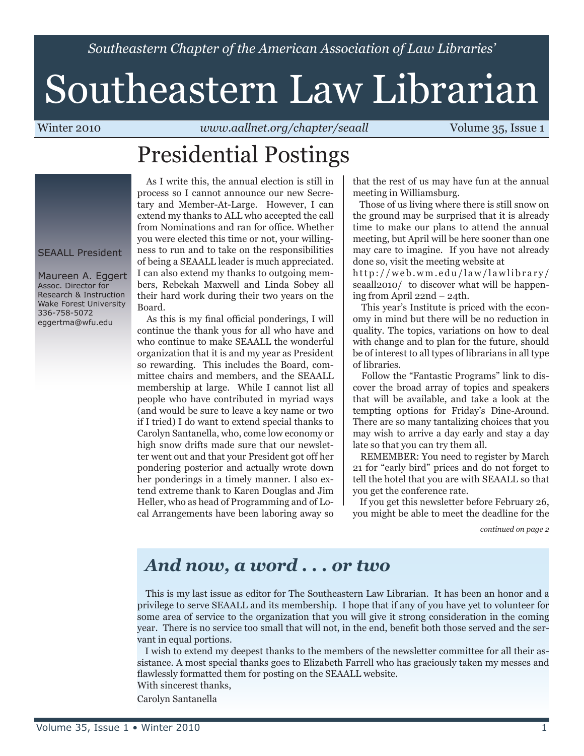*Southeastern Chapter of the American Association of Law Libraries'*

# Southeastern Law Librarian

Winter 2010 | *www.aallnet.org/chapter/seaall* | Volume 35, Issue 1

## Presidential Postings

SEAALL President

Maureen A. Eggert
Assoc. Director for Research & Instruction
Wake Forest University
336-758-5072
eggertma@wfu.edu

As I write this, the annual election is still in process so I cannot announce our new Secretary and Member-At-Large. However, I can extend my thanks to ALL who accepted the call from Nominations and ran for office. Whether you were elected this time or not, your willingness to run and to take on the responsibilities of being a SEAALL leader is much appreciated. I can also extend my thanks to outgoing members, Rebekah Maxwell and Linda Sobey all their hard work during their two years on the Board.

As this is my final official ponderings, I will continue the thank yous for all who have and who continue to make SEAALL the wonderful organization that it is and my year as President so rewarding. This includes the Board, committee chairs and members, and the SEAALL membership at large. While I cannot list all people who have contributed in myriad ways (and would be sure to leave a key name or two if I tried) I do want to extend special thanks to Carolyn Santanella, who, come low economy or high snow drifts made sure that our newsletter went out and that your President got off her pondering posterior and actually wrote down her ponderings in a timely manner. I also extend extreme thank to Karen Douglas and Jim Heller, who as head of Programming and of Local Arrangements have been laboring away so that the rest of us may have fun at the annual meeting in Williamsburg.

Those of us living where there is still snow on the ground may be surprised that it is already time to make our plans to attend the annual meeting, but April will be here sooner than one may care to imagine. If you have not already done so, visit the meeting website at http://web.wm.edu/law/lawlibrary/seaall2010/ to discover what will be happening from April 22nd – 24th.

This year's Institute is priced with the economy in mind but there will be no reduction in quality. The topics, variations on how to deal with change and to plan for the future, should be of interest to all types of librarians in all type of libraries.

Follow the "Fantastic Programs" link to discover the broad array of topics and speakers that will be available, and take a look at the tempting options for Friday's Dine-Around. There are so many tantalizing choices that you may wish to arrive a day early and stay a day late so that you can try them all.

REMEMBER: You need to register by March 21 for "early bird" prices and do not forget to tell the hotel that you are with SEAALL so that you get the conference rate.

If you get this newsletter before February 26, you might be able to meet the deadline for the

*continued on page 2*

## *And now, a word . . . or two*

This is my last issue as editor for The Southeastern Law Librarian. It has been an honor and a privilege to serve SEAALL and its membership. I hope that if any of you have yet to volunteer for some area of service to the organization that you will give it strong consideration in the coming year. There is no service too small that will not, in the end, benefit both those served and the servant in equal portions.

I wish to extend my deepest thanks to the members of the newsletter committee for all their assistance. A most special thanks goes to Elizabeth Farrell who has graciously taken my messes and flawlessly formatted them for posting on the SEAALL website.

With sincerest thanks,
Carolyn Santanella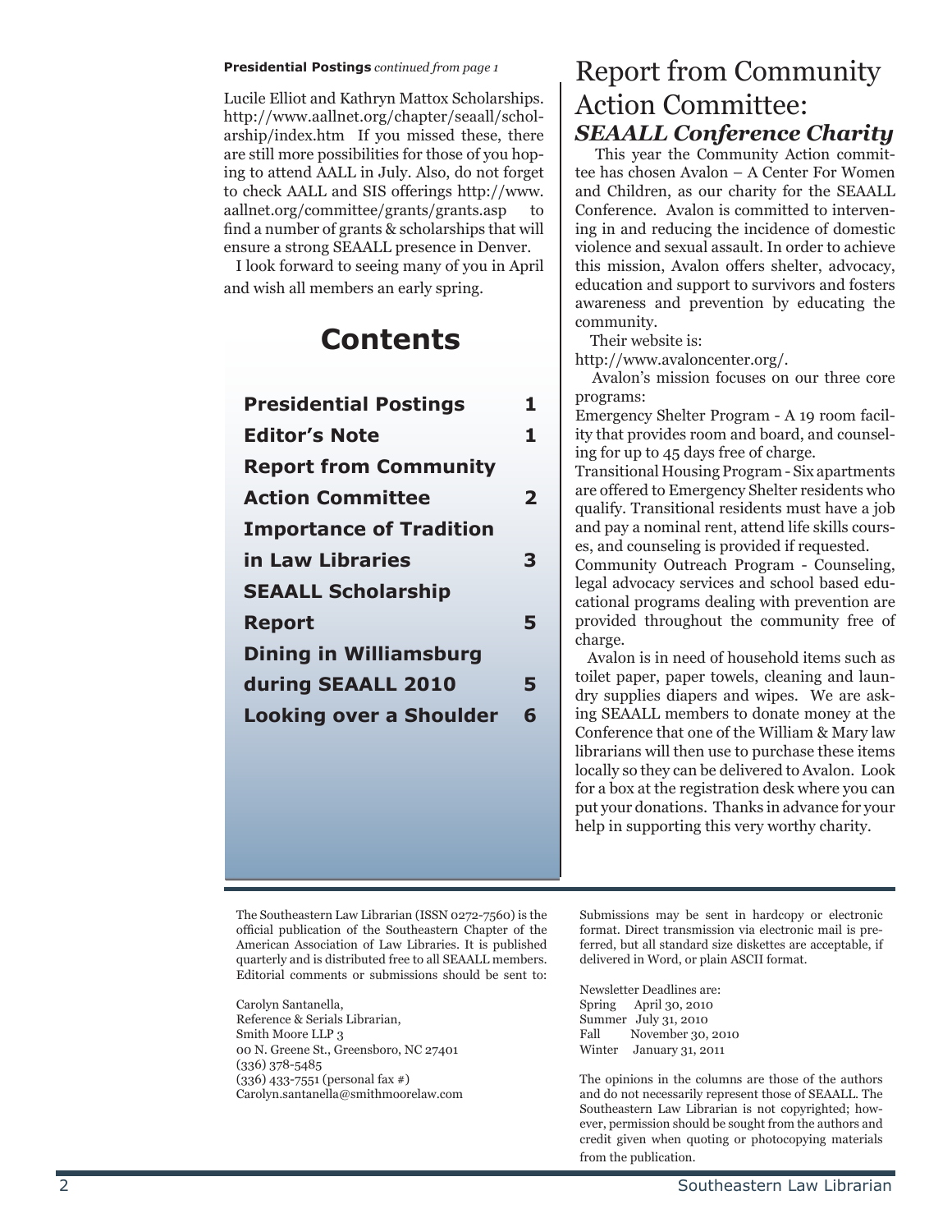**Presidential Postings** *continued from page 1*

Lucile Elliot and Kathryn Mattox Scholarships. http://www.aallnet.org/chapter/seaall/scholarship/index.htm If you missed these, there are still more possibilities for those of you hoping to attend AALL in July. Also, do not forget to check AALL and SIS offerings http://www.aallnet.org/committee/grants/grants.asp to find a number of grants & scholarships that will ensure a strong SEAALL presence in Denver.

I look forward to seeing many of you in April and wish all members an early spring.

## Contents

| | |
|---|---|
| **Presidential Postings** | **1** |
| **Editor's Note** | **1** |
| **Report from Community Action Committee** | **2** |
| **Importance of Tradition in Law Libraries** | **3** |
| **SEAALL Scholarship Report** | **5** |
| **Dining in Williamsburg during SEAALL 2010** | **5** |
| **Looking over a Shoulder** | **6** |

# Report from Community Action Committee:

## *SEAALL Conference Charity*

This year the Community Action committee has chosen Avalon – A Center For Women and Children, as our charity for the SEAALL Conference. Avalon is committed to intervening in and reducing the incidence of domestic violence and sexual assault. In order to achieve this mission, Avalon offers shelter, advocacy, education and support to survivors and fosters awareness and prevention by educating the community.

Their website is:
http://www.avaloncenter.org/.

Avalon's mission focuses on our three core programs:

Emergency Shelter Program - A 19 room facility that provides room and board, and counseling for up to 45 days free of charge.

Transitional Housing Program - Six apartments are offered to Emergency Shelter residents who qualify. Transitional residents must have a job and pay a nominal rent, attend life skills courses, and counseling is provided if requested.

Community Outreach Program - Counseling, legal advocacy services and school based educational programs dealing with prevention are provided throughout the community free of charge.

Avalon is in need of household items such as toilet paper, paper towels, cleaning and laundry supplies diapers and wipes. We are asking SEAALL members to donate money at the Conference that one of the William & Mary law librarians will then use to purchase these items locally so they can be delivered to Avalon. Look for a box at the registration desk where you can put your donations. Thanks in advance for your help in supporting this very worthy charity.

---

The Southeastern Law Librarian (ISSN 0272-7560) is the official publication of the Southeastern Chapter of the American Association of Law Libraries. It is published quarterly and is distributed free to all SEAALL members. Editorial comments or submissions should be sent to:

Carolyn Santanella,
Reference & Serials Librarian,
Smith Moore LLP 3
00 N. Greene St., Greensboro, NC 27401
(336) 378-5485
(336) 433-7551 (personal fax #)
Carolyn.santanella@smithmoorelaw.com

Submissions may be sent in hardcopy or electronic format. Direct transmission via electronic mail is preferred, but all standard size diskettes are acceptable, if delivered in Word, or plain ASCII format.

Newsletter Deadlines are:
Spring April 30, 2010
Summer July 31, 2010
Fall November 30, 2010
Winter January 31, 2011

The opinions in the columns are those of the authors and do not necessarily represent those of SEAALL. The Southeastern Law Librarian is not copyrighted; however, permission should be sought from the authors and credit given when quoting or photocopying materials from the publication.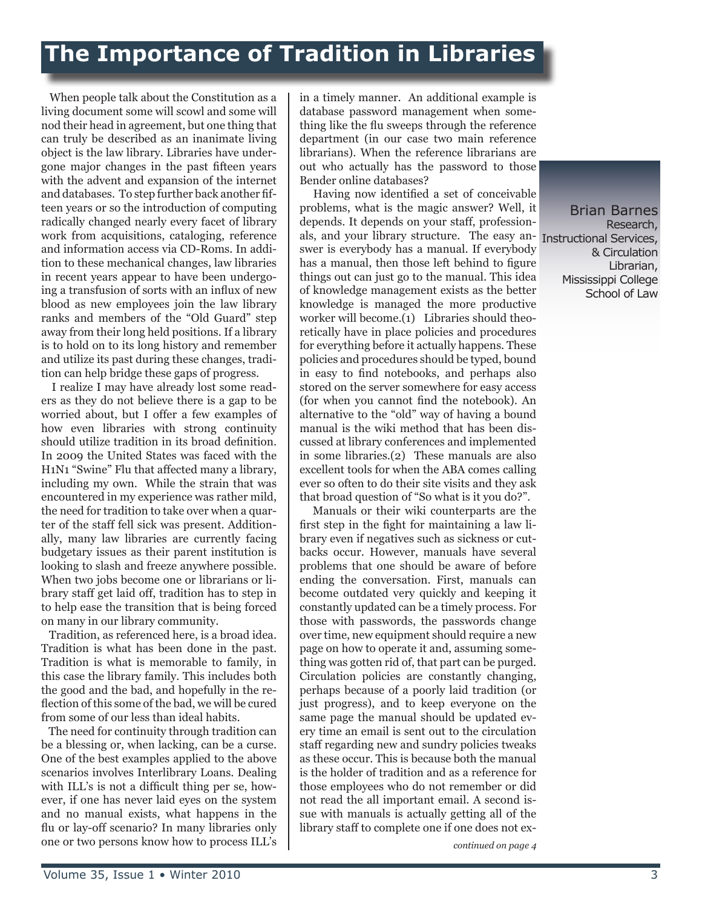# The Importance of Tradition in Libraries

Brian Barnes
Research, Instructional Services, & Circulation Librarian, Mississippi College School of Law

When people talk about the Constitution as a living document some will scowl and some will nod their head in agreement, but one thing that can truly be described as an inanimate living object is the law library. Libraries have undergone major changes in the past fifteen years with the advent and expansion of the internet and databases. To step further back another fifteen years or so the introduction of computing radically changed nearly every facet of library work from acquisitions, cataloging, reference and information access via CD-Roms. In addition to these mechanical changes, law libraries in recent years appear to have been undergoing a transfusion of sorts with an influx of new blood as new employees join the law library ranks and members of the "Old Guard" step away from their long held positions. If a library is to hold on to its long history and remember and utilize its past during these changes, tradition can help bridge these gaps of progress.

I realize I may have already lost some readers as they do not believe there is a gap to be worried about, but I offer a few examples of how even libraries with strong continuity should utilize tradition in its broad definition. In 2009 the United States was faced with the H1N1 "Swine" Flu that affected many a library, including my own. While the strain that was encountered in my experience was rather mild, the need for tradition to take over when a quarter of the staff fell sick was present. Additionally, many law libraries are currently facing budgetary issues as their parent institution is looking to slash and freeze anywhere possible. When two jobs become one or librarians or library staff get laid off, tradition has to step in to help ease the transition that is being forced on many in our library community.

Tradition, as referenced here, is a broad idea. Tradition is what has been done in the past. Tradition is what is memorable to family, in this case the library family. This includes both the good and the bad, and hopefully in the reflection of this some of the bad, we will be cured from some of our less than ideal habits.

The need for continuity through tradition can be a blessing or, when lacking, can be a curse. One of the best examples applied to the above scenarios involves Interlibrary Loans. Dealing with ILL's is not a difficult thing per se, however, if one has never laid eyes on the system and no manual exists, what happens in the flu or lay-off scenario? In many libraries only one or two persons know how to process ILL's in a timely manner. An additional example is database password management when something like the flu sweeps through the reference department (in our case two main reference librarians). When the reference librarians are out who actually has the password to those Bender online databases?

Having now identified a set of conceivable problems, what is the magic answer? Well, it depends. It depends on your staff, professionals, and your library structure. The easy answer is everybody has a manual. If everybody has a manual, then those left behind to figure things out can just go to the manual. This idea of knowledge management exists as the better knowledge is managed the more productive worker will become.(1) Libraries should theoretically have in place policies and procedures for everything before it actually happens. These policies and procedures should be typed, bound in easy to find notebooks, and perhaps also stored on the server somewhere for easy access (for when you cannot find the notebook). An alternative to the "old" way of having a bound manual is the wiki method that has been discussed at library conferences and implemented in some libraries.(2) These manuals are also excellent tools for when the ABA comes calling ever so often to do their site visits and they ask that broad question of "So what is it you do?".

Manuals or their wiki counterparts are the first step in the fight for maintaining a law library even if negatives such as sickness or cutbacks occur. However, manuals have several problems that one should be aware of before ending the conversation. First, manuals can become outdated very quickly and keeping it constantly updated can be a timely process. For those with passwords, the passwords change over time, new equipment should require a new page on how to operate it and, assuming something was gotten rid of, that part can be purged. Circulation policies are constantly changing, perhaps because of a poorly laid tradition (or just progress), and to keep everyone on the same page the manual should be updated every time an email is sent out to the circulation staff regarding new and sundry policies tweaks as these occur. This is because both the manual is the holder of tradition and as a reference for those employees who do not remember or did not read the all important email. A second issue with manuals is actually getting all of the library staff to complete one if one does not ex-

*continued on page 4*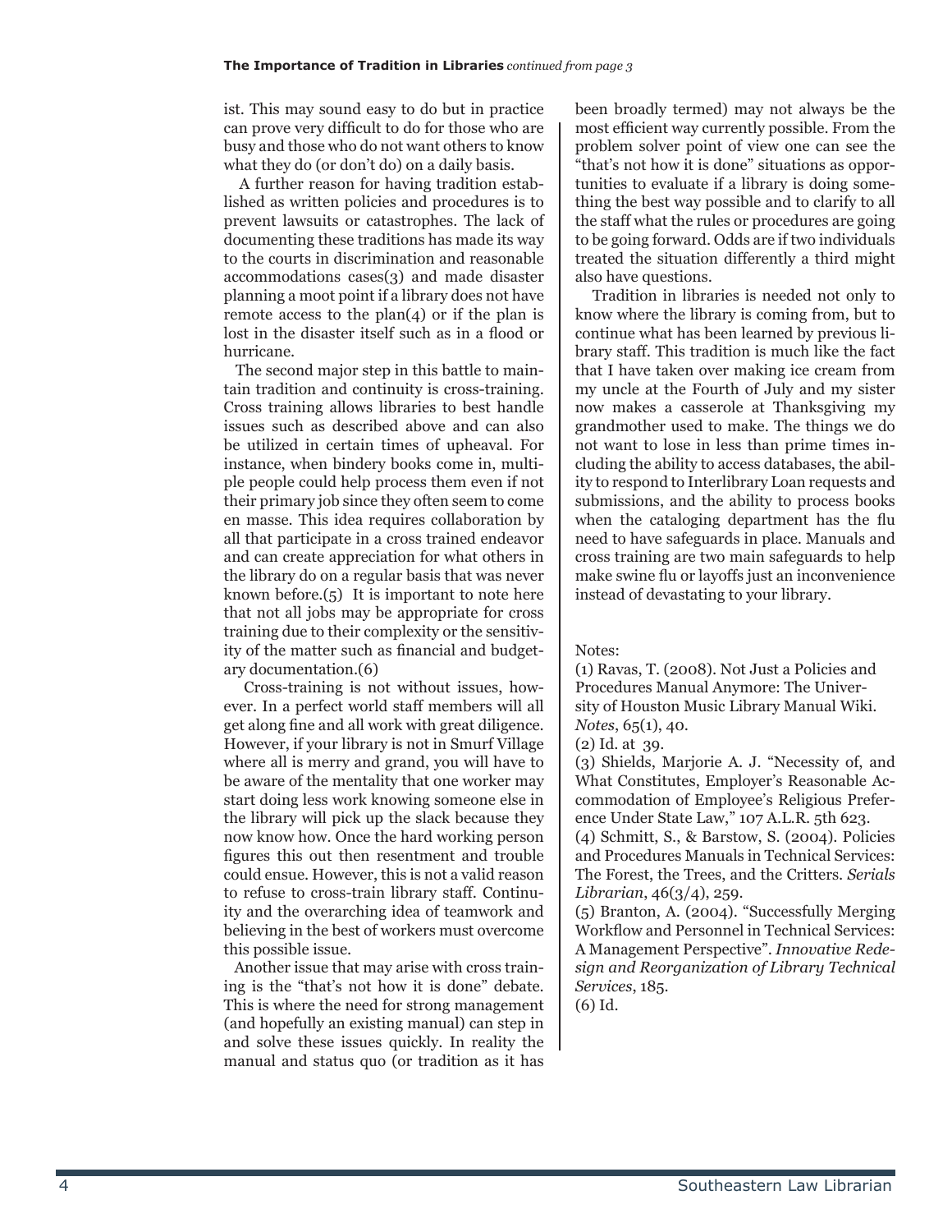ist. This may sound easy to do but in practice can prove very difficult to do for those who are busy and those who do not want others to know what they do (or don't do) on a daily basis.

A further reason for having tradition established as written policies and procedures is to prevent lawsuits or catastrophes. The lack of documenting these traditions has made its way to the courts in discrimination and reasonable accommodations cases(3) and made disaster planning a moot point if a library does not have remote access to the plan(4) or if the plan is lost in the disaster itself such as in a flood or hurricane.

The second major step in this battle to maintain tradition and continuity is cross-training. Cross training allows libraries to best handle issues such as described above and can also be utilized in certain times of upheaval. For instance, when bindery books come in, multiple people could help process them even if not their primary job since they often seem to come en masse. This idea requires collaboration by all that participate in a cross trained endeavor and can create appreciation for what others in the library do on a regular basis that was never known before.(5) It is important to note here that not all jobs may be appropriate for cross training due to their complexity or the sensitivity of the matter such as financial and budgetary documentation.(6)

Cross-training is not without issues, however. In a perfect world staff members will all get along fine and all work with great diligence. However, if your library is not in Smurf Village where all is merry and grand, you will have to be aware of the mentality that one worker may start doing less work knowing someone else in the library will pick up the slack because they now know how. Once the hard working person figures this out then resentment and trouble could ensue. However, this is not a valid reason to refuse to cross-train library staff. Continuity and the overarching idea of teamwork and believing in the best of workers must overcome this possible issue.

Another issue that may arise with cross training is the "that's not how it is done" debate. This is where the need for strong management (and hopefully an existing manual) can step in and solve these issues quickly. In reality the manual and status quo (or tradition as it has been broadly termed) may not always be the most efficient way currently possible. From the problem solver point of view one can see the "that's not how it is done" situations as opportunities to evaluate if a library is doing something the best way possible and to clarify to all the staff what the rules or procedures are going to be going forward. Odds are if two individuals treated the situation differently a third might also have questions.

Tradition in libraries is needed not only to know where the library is coming from, but to continue what has been learned by previous library staff. This tradition is much like the fact that I have taken over making ice cream from my uncle at the Fourth of July and my sister now makes a casserole at Thanksgiving my grandmother used to make. The things we do not want to lose in less than prime times including the ability to access databases, the ability to respond to Interlibrary Loan requests and submissions, and the ability to process books when the cataloging department has the flu need to have safeguards in place. Manuals and cross training are two main safeguards to help make swine flu or layoffs just an inconvenience instead of devastating to your library.

Notes:

(1) Ravas, T. (2008). Not Just a Policies and Procedures Manual Anymore: The University of Houston Music Library Manual Wiki. *Notes*, 65(1), 40.

(2) Id. at 39.

(3) Shields, Marjorie A. J. "Necessity of, and What Constitutes, Employer's Reasonable Accommodation of Employee's Religious Preference Under State Law," 107 A.L.R. 5th 623.

(4) Schmitt, S., & Barstow, S. (2004). Policies and Procedures Manuals in Technical Services: The Forest, the Trees, and the Critters. *Serials Librarian*, 46(3/4), 259.

(5) Branton, A. (2004). "Successfully Merging Workflow and Personnel in Technical Services: A Management Perspective". *Innovative Redesign and Reorganization of Library Technical Services*, 185.

(6) Id.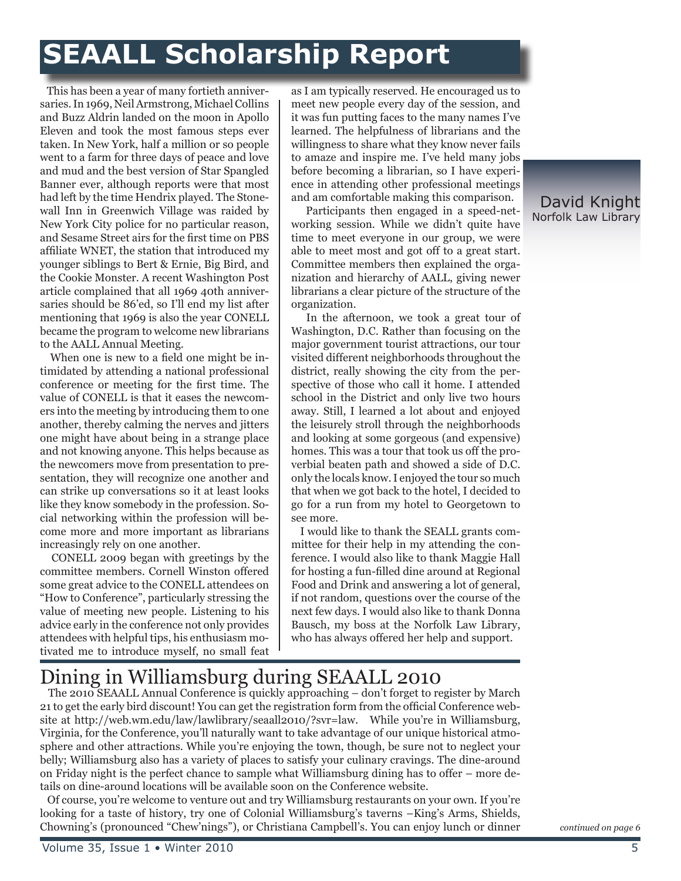# SEAALL Scholarship Report

David Knight
Norfolk Law Library

This has been a year of many fortieth anniversaries. In 1969, Neil Armstrong, Michael Collins and Buzz Aldrin landed on the moon in Apollo Eleven and took the most famous steps ever taken. In New York, half a million or so people went to a farm for three days of peace and love and mud and the best version of Star Spangled Banner ever, although reports were that most had left by the time Hendrix played. The Stonewall Inn in Greenwich Village was raided by New York City police for no particular reason, and Sesame Street airs for the first time on PBS affiliate WNET, the station that introduced my younger siblings to Bert & Ernie, Big Bird, and the Cookie Monster. A recent Washington Post article complained that all 1969 40th anniversaries should be 86'ed, so I'll end my list after mentioning that 1969 is also the year CONELL became the program to welcome new librarians to the AALL Annual Meeting.

When one is new to a field one might be intimidated by attending a national professional conference or meeting for the first time. The value of CONELL is that it eases the newcomers into the meeting by introducing them to one another, thereby calming the nerves and jitters one might have about being in a strange place and not knowing anyone. This helps because as the newcomers move from presentation to presentation, they will recognize one another and can strike up conversations so it at least looks like they know somebody in the profession. Social networking within the profession will become more and more important as librarians increasingly rely on one another.

CONELL 2009 began with greetings by the committee members. Cornell Winston offered some great advice to the CONELL attendees on "How to Conference", particularly stressing the value of meeting new people. Listening to his advice early in the conference not only provides attendees with helpful tips, his enthusiasm motivated me to introduce myself, no small feat as I am typically reserved. He encouraged us to meet new people every day of the session, and it was fun putting faces to the many names I've learned. The helpfulness of librarians and the willingness to share what they know never fails to amaze and inspire me. I've held many jobs before becoming a librarian, so I have experience in attending other professional meetings and am comfortable making this comparison.

Participants then engaged in a speed-networking session. While we didn't quite have time to meet everyone in our group, we were able to meet most and got off to a great start. Committee members then explained the organization and hierarchy of AALL, giving newer librarians a clear picture of the structure of the organization.

In the afternoon, we took a great tour of Washington, D.C. Rather than focusing on the major government tourist attractions, our tour visited different neighborhoods throughout the district, really showing the city from the perspective of those who call it home. I attended school in the District and only live two hours away. Still, I learned a lot about and enjoyed the leisurely stroll through the neighborhoods and looking at some gorgeous (and expensive) homes. This was a tour that took us off the proverbial beaten path and showed a side of D.C. only the locals know. I enjoyed the tour so much that when we got back to the hotel, I decided to go for a run from my hotel to Georgetown to see more.

I would like to thank the SEALL grants committee for their help in my attending the conference. I would also like to thank Maggie Hall for hosting a fun-filled dine around at Regional Food and Drink and answering a lot of general, if not random, questions over the course of the next few days. I would also like to thank Donna Bausch, my boss at the Norfolk Law Library, who has always offered her help and support.

# Dining in Williamsburg during SEAALL 2010

The 2010 SEAALL Annual Conference is quickly approaching – don't forget to register by March 21 to get the early bird discount! You can get the registration form from the official Conference website at http://web.wm.edu/law/lawlibrary/seaall2010/?svr=law. While you're in Williamsburg, Virginia, for the Conference, you'll naturally want to take advantage of our unique historical atmosphere and other attractions. While you're enjoying the town, though, be sure not to neglect your belly; Williamsburg also has a variety of places to satisfy your culinary cravings. The dine-around on Friday night is the perfect chance to sample what Williamsburg dining has to offer – more details on dine-around locations will be available soon on the Conference website.

Of course, you're welcome to venture out and try Williamsburg restaurants on your own. If you're looking for a taste of history, try one of Colonial Williamsburg's taverns –King's Arms, Shields, Chowning's (pronounced "Chew'nings"), or Christiana Campbell's. You can enjoy lunch or dinner

*continued on page 6*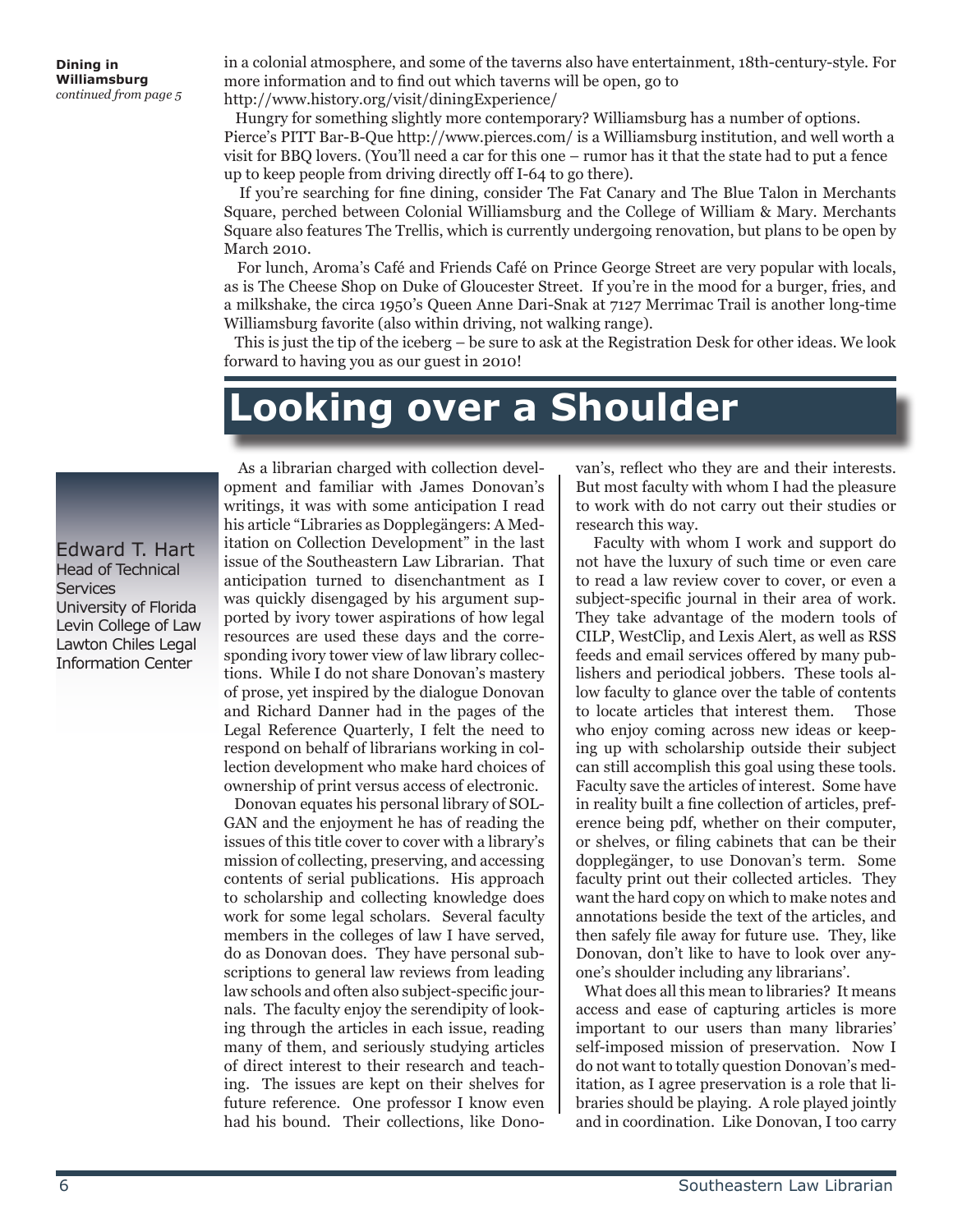**Dining in Williamsburg**
*continued from page 5*

in a colonial atmosphere, and some of the taverns also have entertainment, 18th-century-style. For more information and to find out which taverns will be open, go to http://www.history.org/visit/diningExperience/

Hungry for something slightly more contemporary? Williamsburg has a number of options. Pierce's PITT Bar-B-Que http://www.pierces.com/ is a Williamsburg institution, and well worth a visit for BBQ lovers. (You'll need a car for this one – rumor has it that the state had to put a fence up to keep people from driving directly off I-64 to go there).

If you're searching for fine dining, consider The Fat Canary and The Blue Talon in Merchants Square, perched between Colonial Williamsburg and the College of William & Mary. Merchants Square also features The Trellis, which is currently undergoing renovation, but plans to be open by March 2010.

For lunch, Aroma's Café and Friends Café on Prince George Street are very popular with locals, as is The Cheese Shop on Duke of Gloucester Street. If you're in the mood for a burger, fries, and a milkshake, the circa 1950's Queen Anne Dari-Snak at 7127 Merrimac Trail is another long-time Williamsburg favorite (also within driving, not walking range).

This is just the tip of the iceberg – be sure to ask at the Registration Desk for other ideas. We look forward to having you as our guest in 2010!

# Looking over a Shoulder

Edward T. Hart
Head of Technical Services
University of Florida Levin College of Law Lawton Chiles Legal Information Center

As a librarian charged with collection development and familiar with James Donovan's writings, it was with some anticipation I read his article "Libraries as Doppelgängers: A Meditation on Collection Development" in the last issue of the Southeastern Law Librarian. That anticipation turned to disenchantment as I was quickly disengaged by his argument supported by ivory tower aspirations of how legal resources are used these days and the corresponding ivory tower view of law library collections. While I do not share Donovan's mastery of prose, yet inspired by the dialogue Donovan and Richard Danner had in the pages of the Legal Reference Quarterly, I felt the need to respond on behalf of librarians working in collection development who make hard choices of ownership of print versus access of electronic.

Donovan equates his personal library of SOLGAN and the enjoyment he has of reading the issues of this title cover to cover with a library's mission of collecting, preserving, and accessing contents of serial publications. His approach to scholarship and collecting knowledge does work for some legal scholars. Several faculty members in the colleges of law I have served, do as Donovan does. They have personal subscriptions to general law reviews from leading law schools and often also subject-specific journals. The faculty enjoy the serendipity of looking through the articles in each issue, reading many of them, and seriously studying articles of direct interest to their research and teaching. The issues are kept on their shelves for future reference. One professor I know even had his bound. Their collections, like Donovan's, reflect who they are and their interests. But most faculty with whom I had the pleasure to work with do not carry out their studies or research this way.

Faculty with whom I work and support do not have the luxury of such time or even care to read a law review cover to cover, or even a subject-specific journal in their area of work. They take advantage of the modern tools of CILP, WestClip, and Lexis Alert, as well as RSS feeds and email services offered by many publishers and periodical jobbers. These tools allow faculty to glance over the table of contents to locate articles that interest them. Those who enjoy coming across new ideas or keeping up with scholarship outside their subject can still accomplish this goal using these tools. Faculty save the articles of interest. Some have in reality built a fine collection of articles, preference being pdf, whether on their computer, or shelves, or filing cabinets that can be their dopplegänger, to use Donovan's term. Some faculty print out their collected articles. They want the hard copy on which to make notes and annotations beside the text of the articles, and then safely file away for future use. They, like Donovan, don't like to have to look over anyone's shoulder including any librarians'.

What does all this mean to libraries? It means access and ease of capturing articles is more important to our users than many libraries' self-imposed mission of preservation. Now I do not want to totally question Donovan's meditation, as I agree preservation is a role that libraries should be playing. A role played jointly and in coordination. Like Donovan, I too carry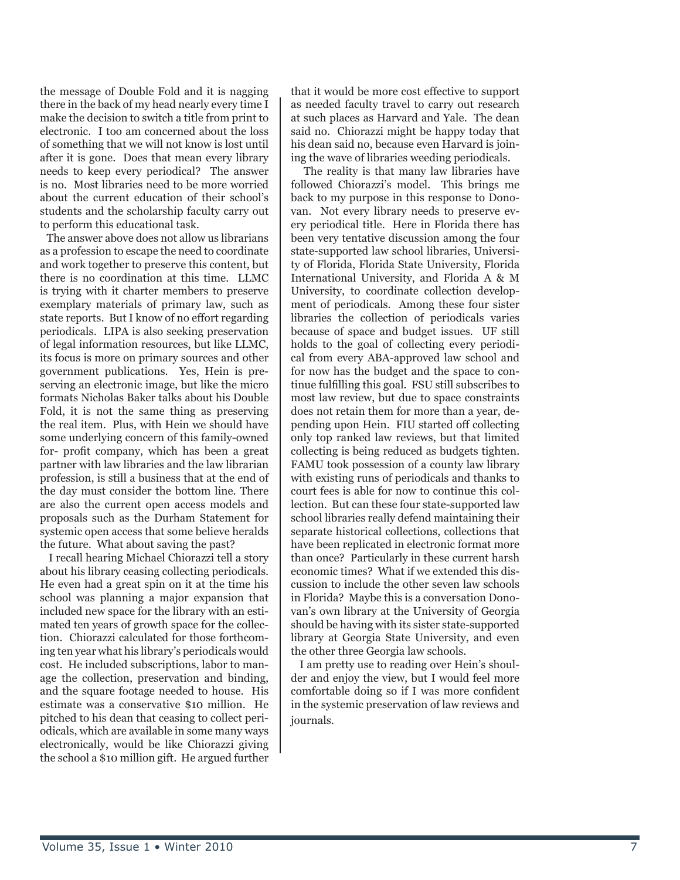the message of Double Fold and it is nagging there in the back of my head nearly every time I make the decision to switch a title from print to electronic. I too am concerned about the loss of something that we will not know is lost until after it is gone. Does that mean every library needs to keep every periodical? The answer is no. Most libraries need to be more worried about the current education of their school's students and the scholarship faculty carry out to perform this educational task.

The answer above does not allow us librarians as a profession to escape the need to coordinate and work together to preserve this content, but there is no coordination at this time. LLMC is trying with it charter members to preserve exemplary materials of primary law, such as state reports. But I know of no effort regarding periodicals. LIPA is also seeking preservation of legal information resources, but like LLMC, its focus is more on primary sources and other government publications. Yes, Hein is preserving an electronic image, but like the micro formats Nicholas Baker talks about his Double Fold, it is not the same thing as preserving the real item. Plus, with Hein we should have some underlying concern of this family-owned for- profit company, which has been a great partner with law libraries and the law librarian profession, is still a business that at the end of the day must consider the bottom line. There are also the current open access models and proposals such as the Durham Statement for systemic open access that some believe heralds the future. What about saving the past?

I recall hearing Michael Chiorazzi tell a story about his library ceasing collecting periodicals. He even had a great spin on it at the time his school was planning a major expansion that included new space for the library with an estimated ten years of growth space for the collection. Chiorazzi calculated for those forthcoming ten year what his library's periodicals would cost. He included subscriptions, labor to manage the collection, preservation and binding, and the square footage needed to house. His estimate was a conservative $10 million. He pitched to his dean that ceasing to collect periodicals, which are available in some many ways electronically, would be like Chiorazzi giving the school a $10 million gift. He argued further that it would be more cost effective to support as needed faculty travel to carry out research at such places as Harvard and Yale. The dean said no. Chiorazzi might be happy today that his dean said no, because even Harvard is joining the wave of libraries weeding periodicals.

The reality is that many law libraries have followed Chiorazzi's model. This brings me back to my purpose in this response to Donovan. Not every library needs to preserve every periodical title. Here in Florida there has been very tentative discussion among the four state-supported law school libraries, University of Florida, Florida State University, Florida International University, and Florida A & M University, to coordinate collection development of periodicals. Among these four sister libraries the collection of periodicals varies because of space and budget issues. UF still holds to the goal of collecting every periodical from every ABA-approved law school and for now has the budget and the space to continue fulfilling this goal. FSU still subscribes to most law review, but due to space constraints does not retain them for more than a year, depending upon Hein. FIU started off collecting only top ranked law reviews, but that limited collecting is being reduced as budgets tighten. FAMU took possession of a county law library with existing runs of periodicals and thanks to court fees is able for now to continue this collection. But can these four state-supported law school libraries really defend maintaining their separate historical collections, collections that have been replicated in electronic format more than once? Particularly in these current harsh economic times? What if we extended this discussion to include the other seven law schools in Florida? Maybe this is a conversation Donovan's own library at the University of Georgia should be having with its sister state-supported library at Georgia State University, and even the other three Georgia law schools.

I am pretty use to reading over Hein's shoulder and enjoy the view, but I would feel more comfortable doing so if I was more confident in the systemic preservation of law reviews and journals.